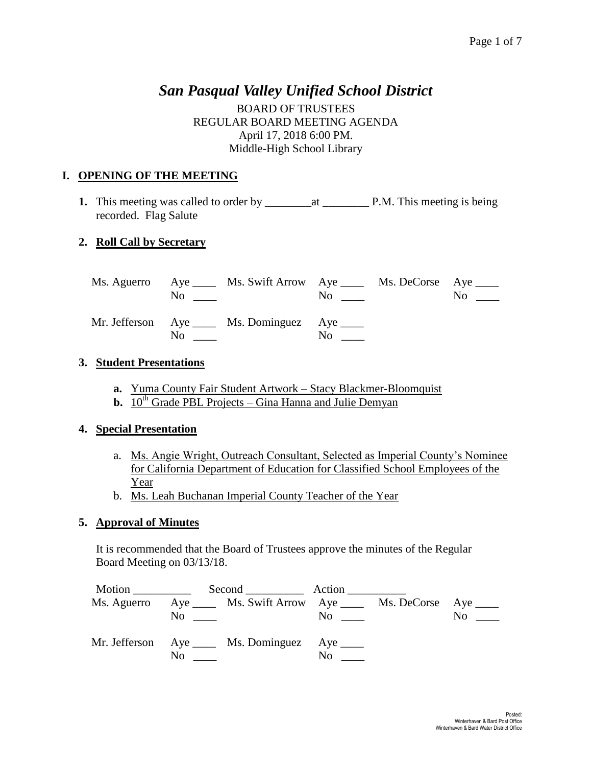# *San Pasqual Valley Unified School District*

BOARD OF TRUSTEES
REGULAR BOARD MEETING AGENDA
April 17, 2018 6:00 PM.
Middle-High School Library

## I. OPENING OF THE MEETING

**1.** This meeting was called to order by ________at ________ P.M. This meeting is being recorded. Flag Salute

**2. Roll Call by Secretary**

| | | | | | |
|---|---|---|---|---|---|
| Ms. Aguerro | Aye ____ No ____ | Ms. Swift Arrow | Aye ____ No ____ | Ms. DeCorse | Aye ____ No ____ |
| Mr. Jefferson | Aye ____ No ____ | Ms. Dominguez | Aye ____ No ____ | | |

**3. Student Presentations**

- **a.** Yuma County Fair Student Artwork – Stacy Blackmer-Bloomquist
- **b.** 10th Grade PBL Projects – Gina Hanna and Julie Demyan

**4. Special Presentation**

- a. Ms. Angie Wright, Outreach Consultant, Selected as Imperial County's Nominee for California Department of Education for Classified School Employees of the Year
- b. Ms. Leah Buchanan Imperial County Teacher of the Year

**5. Approval of Minutes**

It is recommended that the Board of Trustees approve the minutes of the Regular Board Meeting on 03/13/18.

Motion __________ Second __________ Action __________

| | | | | | |
|---|---|---|---|---|---|
| Ms. Aguerro | Aye ____ No ____ | Ms. Swift Arrow | Aye ____ No ____ | Ms. DeCorse | Aye ____ No ____ |
| Mr. Jefferson | Aye ____ No ____ | Ms. Dominguez | Aye ____ No ____ | | |

Posted:
Winterhaven & Bard Post Office
Winterhaven & Bard Water District Office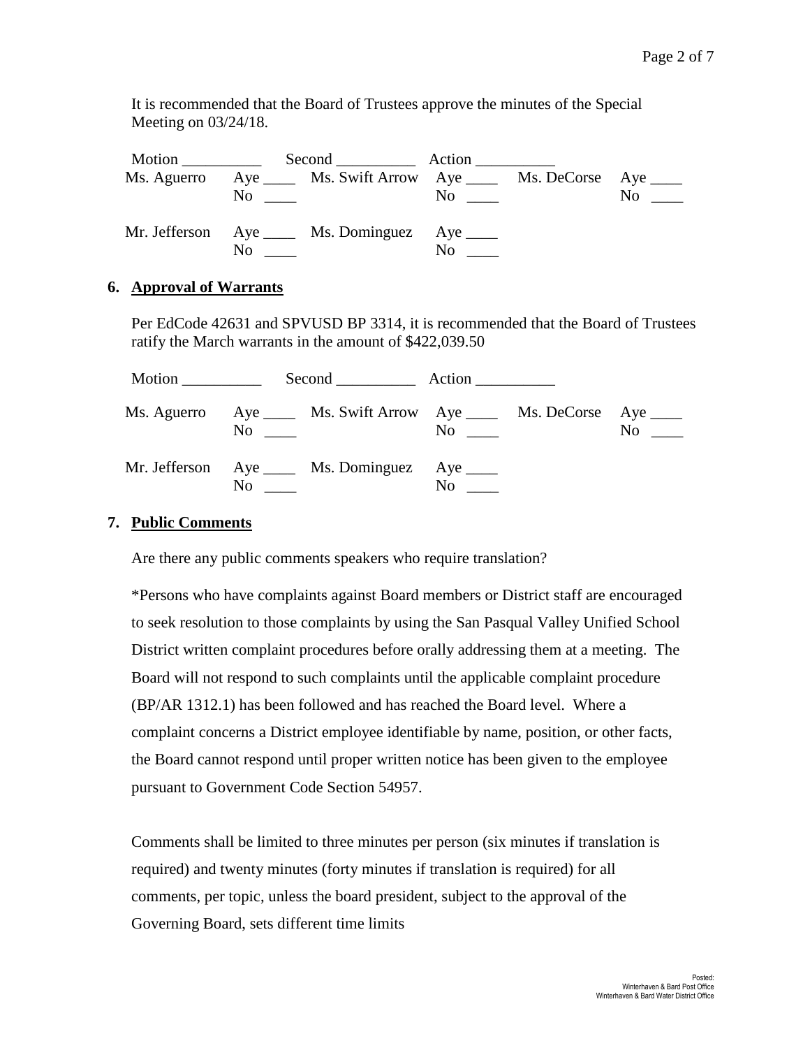It is recommended that the Board of Trustees approve the minutes of the Special Meeting on 03/24/18.

Motion __________ Second __________ Action __________

| | | | | | |
|---|---|---|---|---|---|
| Ms. Aguerro | Aye ____ No ____ | Ms. Swift Arrow | Aye ____ No ____ | Ms. DeCorse | Aye ____ No ____ |
| Mr. Jefferson | Aye ____ No ____ | Ms. Dominguez | Aye ____ No ____ | | |

## 6. Approval of Warrants

Per EdCode 42631 and SPVUSD BP 3314, it is recommended that the Board of Trustees ratify the March warrants in the amount of $422,039.50

Motion __________ Second __________ Action __________

| | | | | | |
|---|---|---|---|---|---|
| Ms. Aguerro | Aye ____ No ____ | Ms. Swift Arrow | Aye ____ No ____ | Ms. DeCorse | Aye ____ No ____ |
| Mr. Jefferson | Aye ____ No ____ | Ms. Dominguez | Aye ____ No ____ | | |

## 7. Public Comments

Are there any public comments speakers who require translation?

*Persons who have complaints against Board members or District staff are encouraged to seek resolution to those complaints by using the San Pasqual Valley Unified School District written complaint procedures before orally addressing them at a meeting. The Board will not respond to such complaints until the applicable complaint procedure (BP/AR 1312.1) has been followed and has reached the Board level. Where a complaint concerns a District employee identifiable by name, position, or other facts, the Board cannot respond until proper written notice has been given to the employee pursuant to Government Code Section 54957.

Comments shall be limited to three minutes per person (six minutes if translation is required) and twenty minutes (forty minutes if translation is required) for all comments, per topic, unless the board president, subject to the approval of the Governing Board, sets different time limits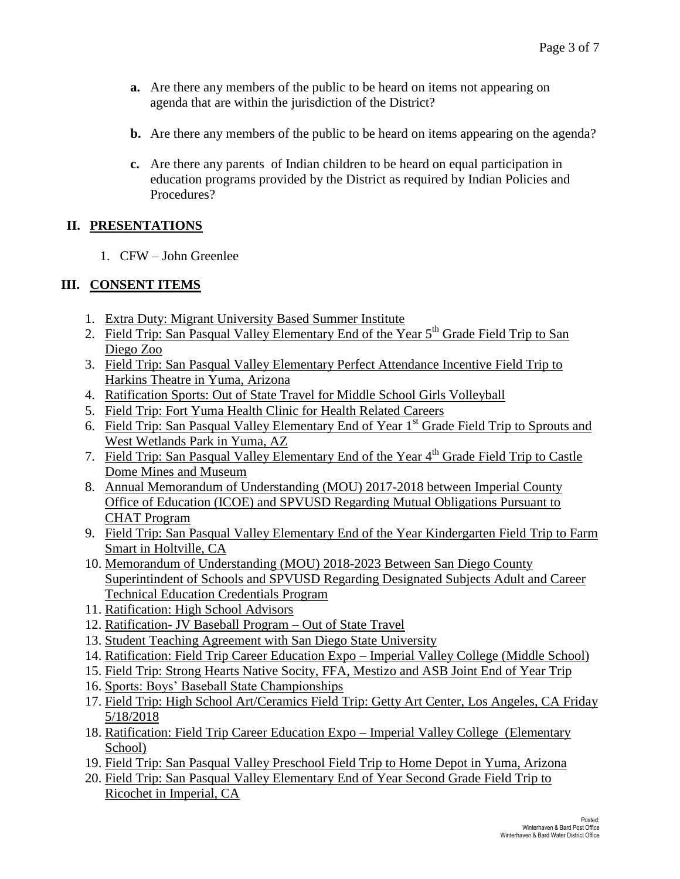**a.** Are there any members of the public to be heard on items not appearing on agenda that are within the jurisdiction of the District?

**b.** Are there any members of the public to be heard on items appearing on the agenda?

**c.** Are there any parents of Indian children to be heard on equal participation in education programs provided by the District as required by Indian Policies and Procedures?

## II. PRESENTATIONS

1. CFW – John Greenlee

## III. CONSENT ITEMS

1. Extra Duty: Migrant University Based Summer Institute
2. Field Trip: San Pasqual Valley Elementary End of the Year 5th Grade Field Trip to San Diego Zoo
3. Field Trip: San Pasqual Valley Elementary Perfect Attendance Incentive Field Trip to Harkins Theatre in Yuma, Arizona
4. Ratification Sports: Out of State Travel for Middle School Girls Volleyball
5. Field Trip: Fort Yuma Health Clinic for Health Related Careers
6. Field Trip: San Pasqual Valley Elementary End of Year 1st Grade Field Trip to Sprouts and West Wetlands Park in Yuma, AZ
7. Field Trip: San Pasqual Valley Elementary End of the Year 4th Grade Field Trip to Castle Dome Mines and Museum
8. Annual Memorandum of Understanding (MOU) 2017-2018 between Imperial County Office of Education (ICOE) and SPVUSD Regarding Mutual Obligations Pursuant to CHAT Program
9. Field Trip: San Pasqual Valley Elementary End of the Year Kindergarten Field Trip to Farm Smart in Holtville, CA
10. Memorandum of Understanding (MOU) 2018-2023 Between San Diego County Superintindent of Schools and SPVUSD Regarding Designated Subjects Adult and Career Technical Education Credentials Program
11. Ratification: High School Advisors
12. Ratification- JV Baseball Program – Out of State Travel
13. Student Teaching Agreement with San Diego State University
14. Ratification: Field Trip Career Education Expo – Imperial Valley College (Middle School)
15. Field Trip: Strong Hearts Native Socity, FFA, Mestizo and ASB Joint End of Year Trip
16. Sports: Boys' Baseball State Championships
17. Field Trip: High School Art/Ceramics Field Trip: Getty Art Center, Los Angeles, CA Friday 5/18/2018
18. Ratification: Field Trip Career Education Expo – Imperial Valley College (Elementary School)
19. Field Trip: San Pasqual Valley Preschool Field Trip to Home Depot in Yuma, Arizona
20. Field Trip: San Pasqual Valley Elementary End of Year Second Grade Field Trip to Ricochet in Imperial, CA

Posted:
Winterhaven & Bard Post Office
Winterhaven & Bard Water District Office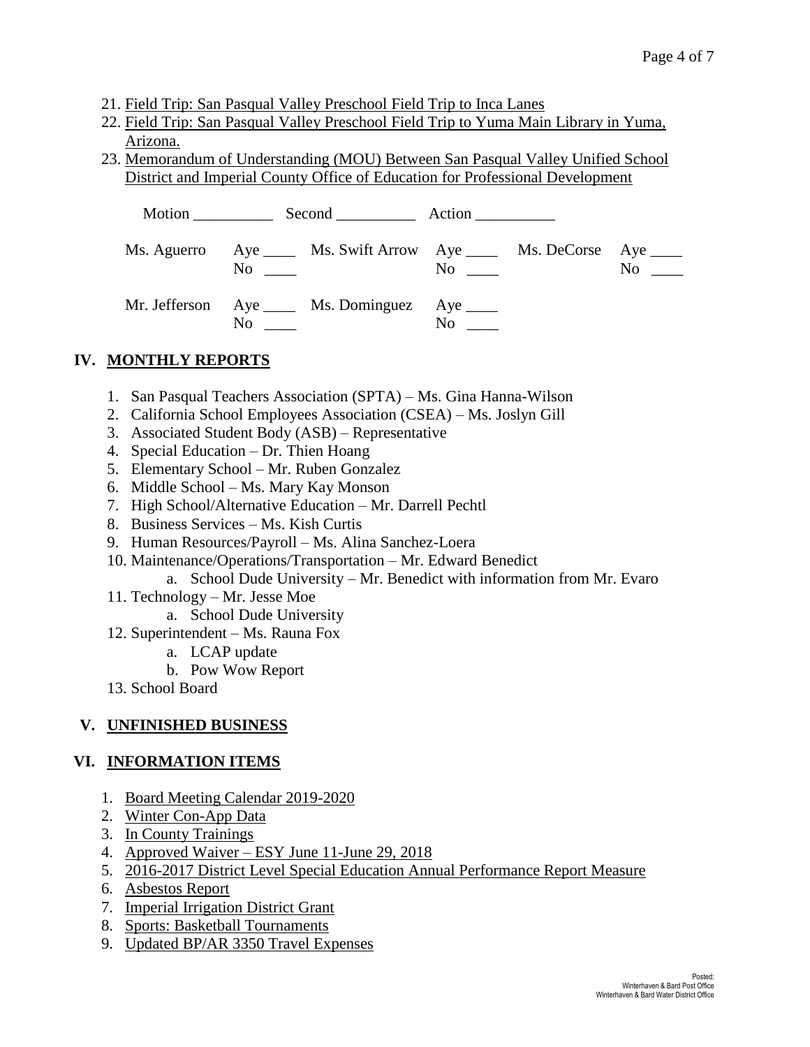21. Field Trip: San Pasqual Valley Preschool Field Trip to Inca Lanes
22. Field Trip: San Pasqual Valley Preschool Field Trip to Yuma Main Library in Yuma, Arizona.
23. Memorandum of Understanding (MOU) Between San Pasqual Valley Unified School District and Imperial County Office of Education for Professional Development

Motion __________ Second __________ Action __________

| | | | | | |
|---|---|---|---|---|---|
| Ms. Aguerro | Aye ____ No ____ | Ms. Swift Arrow | Aye ____ No ____ | Ms. DeCorse | Aye ____ No ____ |
| Mr. Jefferson | Aye ____ No ____ | Ms. Dominguez | Aye ____ No ____ | | |

## IV. MONTHLY REPORTS

1. San Pasqual Teachers Association (SPTA) – Ms. Gina Hanna-Wilson
2. California School Employees Association (CSEA) – Ms. Joslyn Gill
3. Associated Student Body (ASB) – Representative
4. Special Education – Dr. Thien Hoang
5. Elementary School – Mr. Ruben Gonzalez
6. Middle School – Ms. Mary Kay Monson
7. High School/Alternative Education – Mr. Darrell Pechtl
8. Business Services – Ms. Kish Curtis
9. Human Resources/Payroll – Ms. Alina Sanchez-Loera
10. Maintenance/Operations/Transportation – Mr. Edward Benedict
    a. School Dude University – Mr. Benedict with information from Mr. Evaro
11. Technology – Mr. Jesse Moe
    a. School Dude University
12. Superintendent – Ms. Rauna Fox
    a. LCAP update
    b. Pow Wow Report
13. School Board

## V. UNFINISHED BUSINESS

## VI. INFORMATION ITEMS

1. Board Meeting Calendar 2019-2020
2. Winter Con-App Data
3. In County Trainings
4. Approved Waiver – ESY June 11-June 29, 2018
5. 2016-2017 District Level Special Education Annual Performance Report Measure
6. Asbestos Report
7. Imperial Irrigation District Grant
8. Sports: Basketball Tournaments
9. Updated BP/AR 3350 Travel Expenses

Posted:
Winterhaven & Bard Post Office
Winterhaven & Bard Water District Office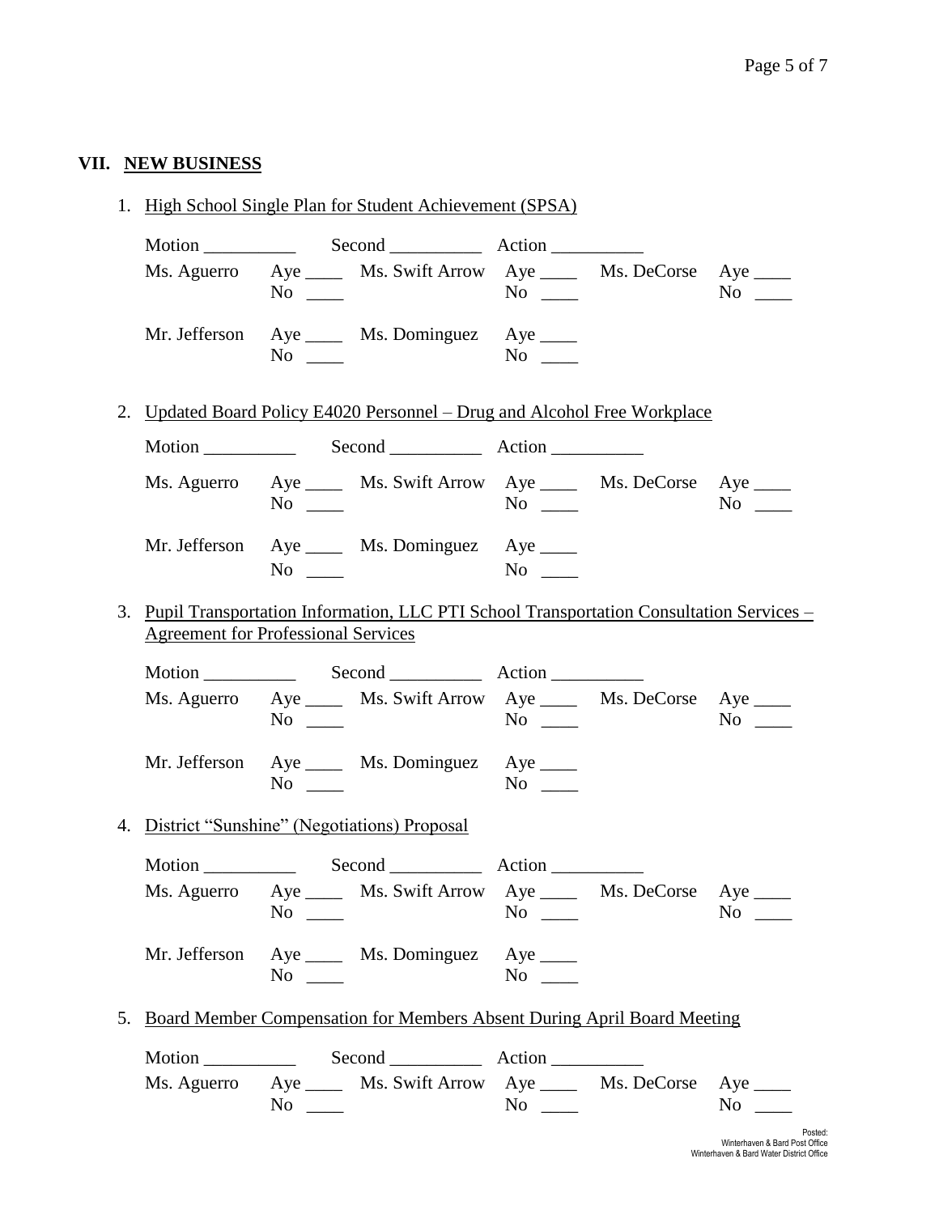## VII. NEW BUSINESS

1. High School Single Plan for Student Achievement (SPSA)

   Motion __________ Second __________ Action __________

   Ms. Aguerro Aye ____ No ____ Ms. Swift Arrow Aye ____ No ____ Ms. DeCorse Aye ____ No ____

   Mr. Jefferson Aye ____ No ____ Ms. Dominguez Aye ____ No ____

2. Updated Board Policy E4020 Personnel – Drug and Alcohol Free Workplace

   Motion __________ Second __________ Action __________

   Ms. Aguerro Aye ____ No ____ Ms. Swift Arrow Aye ____ No ____ Ms. DeCorse Aye ____ No ____

   Mr. Jefferson Aye ____ No ____ Ms. Dominguez Aye ____ No ____

3. Pupil Transportation Information, LLC PTI School Transportation Consultation Services – Agreement for Professional Services

   Motion __________ Second __________ Action __________

   Ms. Aguerro Aye ____ No ____ Ms. Swift Arrow Aye ____ No ____ Ms. DeCorse Aye ____ No ____

   Mr. Jefferson Aye ____ No ____ Ms. Dominguez Aye ____ No ____

4. District "Sunshine" (Negotiations) Proposal

   Motion __________ Second __________ Action __________

   Ms. Aguerro Aye ____ No ____ Ms. Swift Arrow Aye ____ No ____ Ms. DeCorse Aye ____ No ____

   Mr. Jefferson Aye ____ No ____ Ms. Dominguez Aye ____ No ____

5. Board Member Compensation for Members Absent During April Board Meeting

   Motion __________ Second __________ Action __________

   Ms. Aguerro Aye ____ No ____ Ms. Swift Arrow Aye ____ No ____ Ms. DeCorse Aye ____ No ____

Posted:
Winterhaven & Bard Post Office
Winterhaven & Bard Water District Office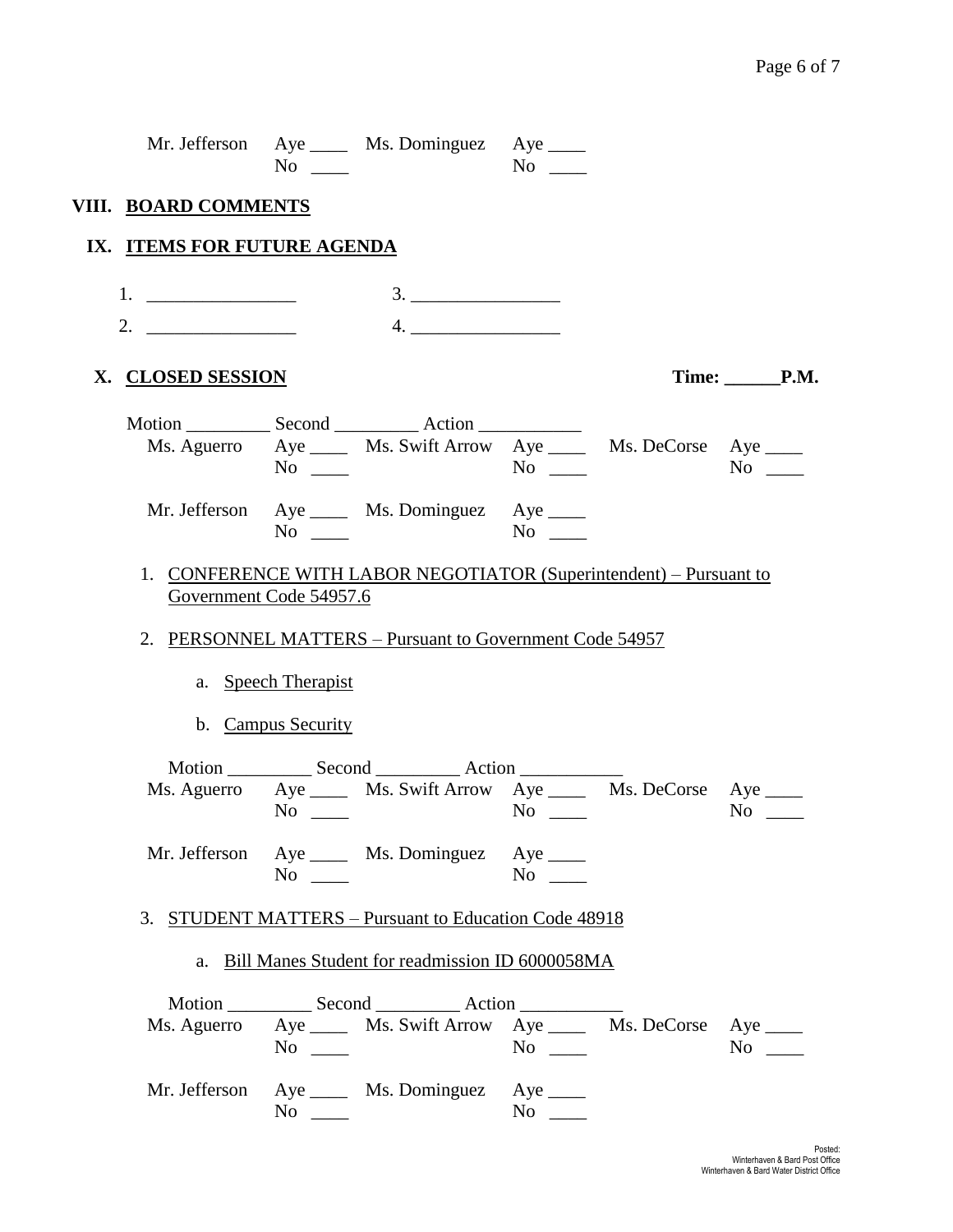Mr. Jefferson Aye ____ Ms. Dominguez Aye ____
No ____ No ____

## VIII. BOARD COMMENTS

## IX. ITEMS FOR FUTURE AGENDA

1. ________________ 3. ________________
2. ________________ 4. ________________

## X. CLOSED SESSION

**Time: ______P.M.**

Motion _________ Second _________ Action ___________

| | | | | | |
|---|---|---|---|---|---|
| Ms. Aguerro | Aye ____ No ____ | Ms. Swift Arrow | Aye ____ No ____ | Ms. DeCorse | Aye ____ No ____ |
| Mr. Jefferson | Aye ____ No ____ | Ms. Dominguez | Aye ____ No ____ | | |

1. CONFERENCE WITH LABOR NEGOTIATOR (Superintendent) – Pursuant to Government Code 54957.6

2. PERSONNEL MATTERS – Pursuant to Government Code 54957

   a. Speech Therapist

   b. Campus Security

Motion _________ Second _________ Action ___________

| | | | | | |
|---|---|---|---|---|---|
| Ms. Aguerro | Aye ____ No ____ | Ms. Swift Arrow | Aye ____ No ____ | Ms. DeCorse | Aye ____ No ____ |
| Mr. Jefferson | Aye ____ No ____ | Ms. Dominguez | Aye ____ No ____ | | |

3. STUDENT MATTERS – Pursuant to Education Code 48918

   a. Bill Manes Student for readmission ID 6000058MA

Motion _________ Second _________ Action ___________

| | | | | | |
|---|---|---|---|---|---|
| Ms. Aguerro | Aye ____ No ____ | Ms. Swift Arrow | Aye ____ No ____ | Ms. DeCorse | Aye ____ No ____ |
| Mr. Jefferson | Aye ____ No ____ | Ms. Dominguez | Aye ____ No ____ | | |

Posted:
Winterhaven & Bard Post Office
Winterhaven & Bard Water District Office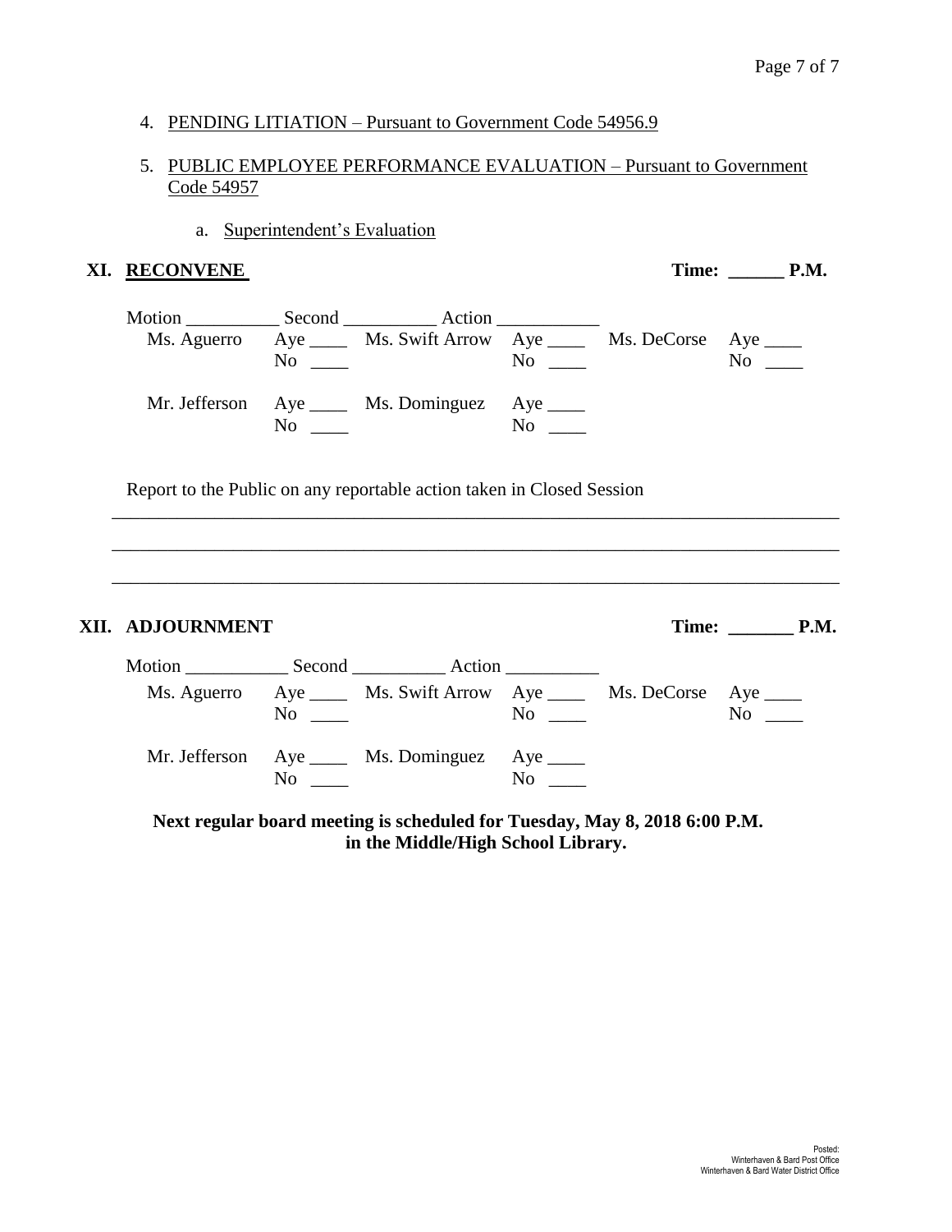4. PENDING LITIATION – Pursuant to Government Code 54956.9

5. PUBLIC EMPLOYEE PERFORMANCE EVALUATION – Pursuant to Government Code 54957

   a. Superintendent's Evaluation

## XI. RECONVENE

**Time: ______ P.M.**

Motion __________ Second __________ Action ___________

| | | | | | |
|---|---|---|---|---|---|
| Ms. Aguerro | Aye ____ No ____ | Ms. Swift Arrow | Aye ____ No ____ | Ms. DeCorse | Aye ____ No ____ |
| Mr. Jefferson | Aye ____ No ____ | Ms. Dominguez | Aye ____ No ____ | | |

Report to the Public on any reportable action taken in Closed Session

_______________________________________________________________________________

_______________________________________________________________________________

_______________________________________________________________________________

## XII. ADJOURNMENT

**Time: _______ P.M.**

Motion ___________ Second __________ Action __________

| | | | | | |
|---|---|---|---|---|---|
| Ms. Aguerro | Aye ____ No ____ | Ms. Swift Arrow | Aye ____ No ____ | Ms. DeCorse | Aye ____ No ____ |
| Mr. Jefferson | Aye ____ No ____ | Ms. Dominguez | Aye ____ No ____ | | |

**Next regular board meeting is scheduled for Tuesday, May 8, 2018 6:00 P.M. in the Middle/High School Library.**

Posted:
Winterhaven & Bard Post Office
Winterhaven & Bard Water District Office